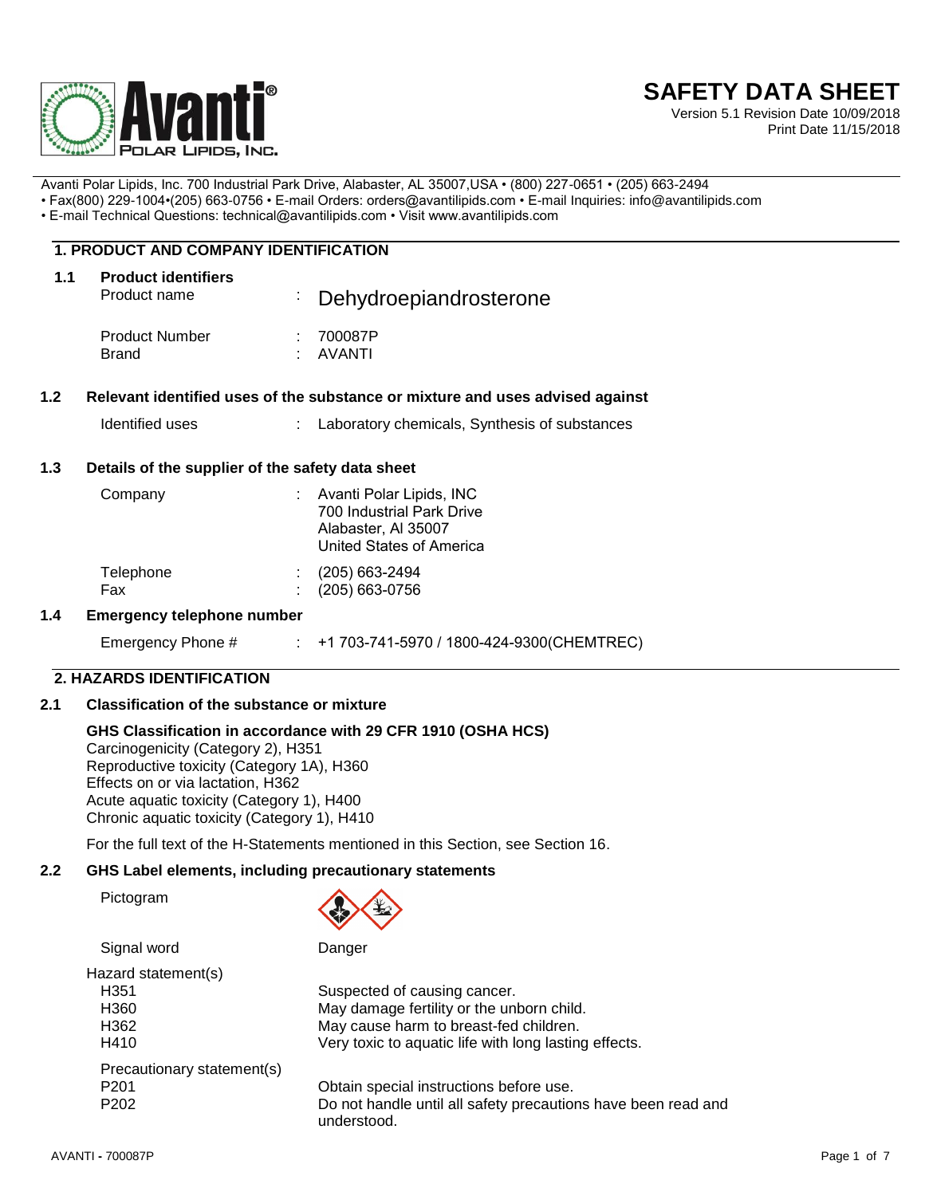# SAFETY DATA SHEET

Version 5.1 Revision Date 10/09/2018
Print Date 11/15/2018

Avanti Polar Lipids, Inc. 700 Industrial Park Drive, Alabaster, AL 35007,USA • (800) 227-0651 • (205) 663-2494
• Fax(800) 229-1004•(205) 663-0756 • E-mail Orders: orders@avantilipids.com • E-mail Inquiries: info@avantilipids.com
• E-mail Technical Questions: technical@avantilipids.com • Visit www.avantilipids.com

## 1. PRODUCT AND COMPANY IDENTIFICATION

### 1.1 Product identifiers

| | | |
|---|---|---|
| Product name | : | Dehydroepiandrosterone |
| Product Number | : | 700087P |
| Brand | : | AVANTI |

### 1.2 Relevant identified uses of the substance or mixture and uses advised against

| | | |
|---|---|---|
| Identified uses | : | Laboratory chemicals, Synthesis of substances |

### 1.3 Details of the supplier of the safety data sheet

| | | |
|---|---|---|
| Company | : | Avanti Polar Lipids, INC<br>700 Industrial Park Drive<br>Alabaster, Al 35007<br>United States of America |
| Telephone | : | (205) 663-2494 |
| Fax | : | (205) 663-0756 |

### 1.4 Emergency telephone number

| | | |
|---|---|---|
| Emergency Phone # | : | +1 703-741-5970 / 1800-424-9300(CHEMTREC) |

## 2. HAZARDS IDENTIFICATION

### 2.1 Classification of the substance or mixture

**GHS Classification in accordance with 29 CFR 1910 (OSHA HCS)**
Carcinogenicity (Category 2), H351
Reproductive toxicity (Category 1A), H360
Effects on or via lactation, H362
Acute aquatic toxicity (Category 1), H400
Chronic aquatic toxicity (Category 1), H410

For the full text of the H-Statements mentioned in this Section, see Section 16.

### 2.2 GHS Label elements, including precautionary statements

Pictogram

Signal word: Danger

Hazard statement(s)

| | |
|---|---|
| H351 | Suspected of causing cancer. |
| H360 | May damage fertility or the unborn child. |
| H362 | May cause harm to breast-fed children. |
| H410 | Very toxic to aquatic life with long lasting effects. |

Precautionary statement(s)

| | |
|---|---|
| P201 | Obtain special instructions before use. |
| P202 | Do not handle until all safety precautions have been read and understood. |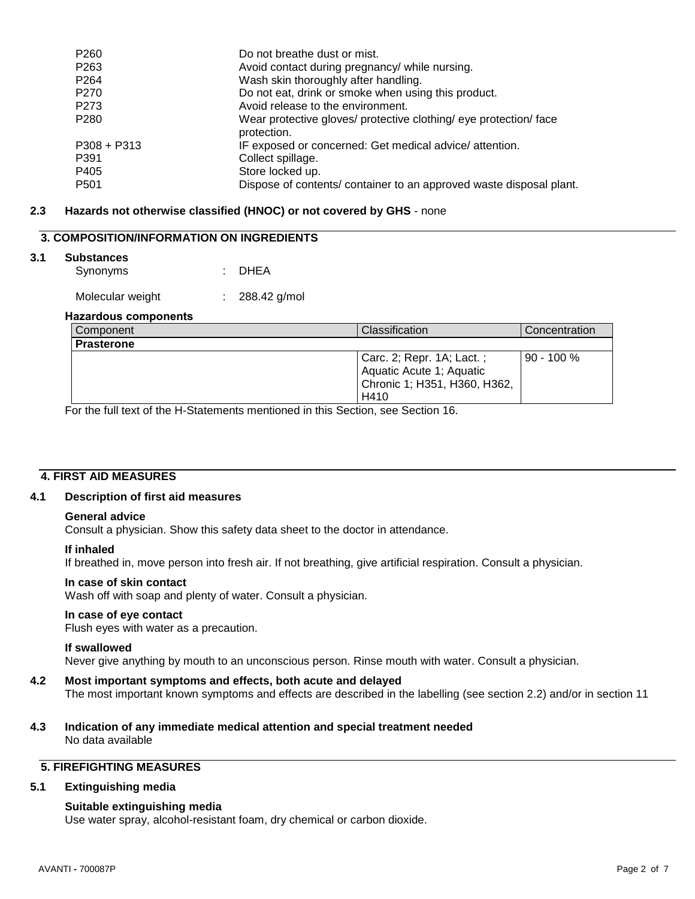| | |
|---|---|
| P260 | Do not breathe dust or mist. |
| P263 | Avoid contact during pregnancy/ while nursing. |
| P264 | Wash skin thoroughly after handling. |
| P270 | Do not eat, drink or smoke when using this product. |
| P273 | Avoid release to the environment. |
| P280 | Wear protective gloves/ protective clothing/ eye protection/ face protection. |
| P308 + P313 | IF exposed or concerned: Get medical advice/ attention. |
| P391 | Collect spillage. |
| P405 | Store locked up. |
| P501 | Dispose of contents/ container to an approved waste disposal plant. |

**2.3 Hazards not otherwise classified (HNOC) or not covered by GHS** - none

## 3. COMPOSITION/INFORMATION ON INGREDIENTS

**3.1 Substances**

Synonyms : DHEA

Molecular weight : 288.42 g/mol

**Hazardous components**

| Component | Classification | Concentration |
|---|---|---|
| **Prasterone** | | |
| | Carc. 2; Repr. 1A; Lact. ; Aquatic Acute 1; Aquatic Chronic 1; H351, H360, H362, H410 | 90 - 100 % |

For the full text of the H-Statements mentioned in this Section, see Section 16.

## 4. FIRST AID MEASURES

**4.1 Description of first aid measures**

**General advice**
Consult a physician. Show this safety data sheet to the doctor in attendance.

**If inhaled**
If breathed in, move person into fresh air. If not breathing, give artificial respiration. Consult a physician.

**In case of skin contact**
Wash off with soap and plenty of water. Consult a physician.

**In case of eye contact**
Flush eyes with water as a precaution.

**If swallowed**
Never give anything by mouth to an unconscious person. Rinse mouth with water. Consult a physician.

**4.2 Most important symptoms and effects, both acute and delayed**
The most important known symptoms and effects are described in the labelling (see section 2.2) and/or in section 11

**4.3 Indication of any immediate medical attention and special treatment needed**
No data available

## 5. FIREFIGHTING MEASURES

**5.1 Extinguishing media**

**Suitable extinguishing media**
Use water spray, alcohol-resistant foam, dry chemical or carbon dioxide.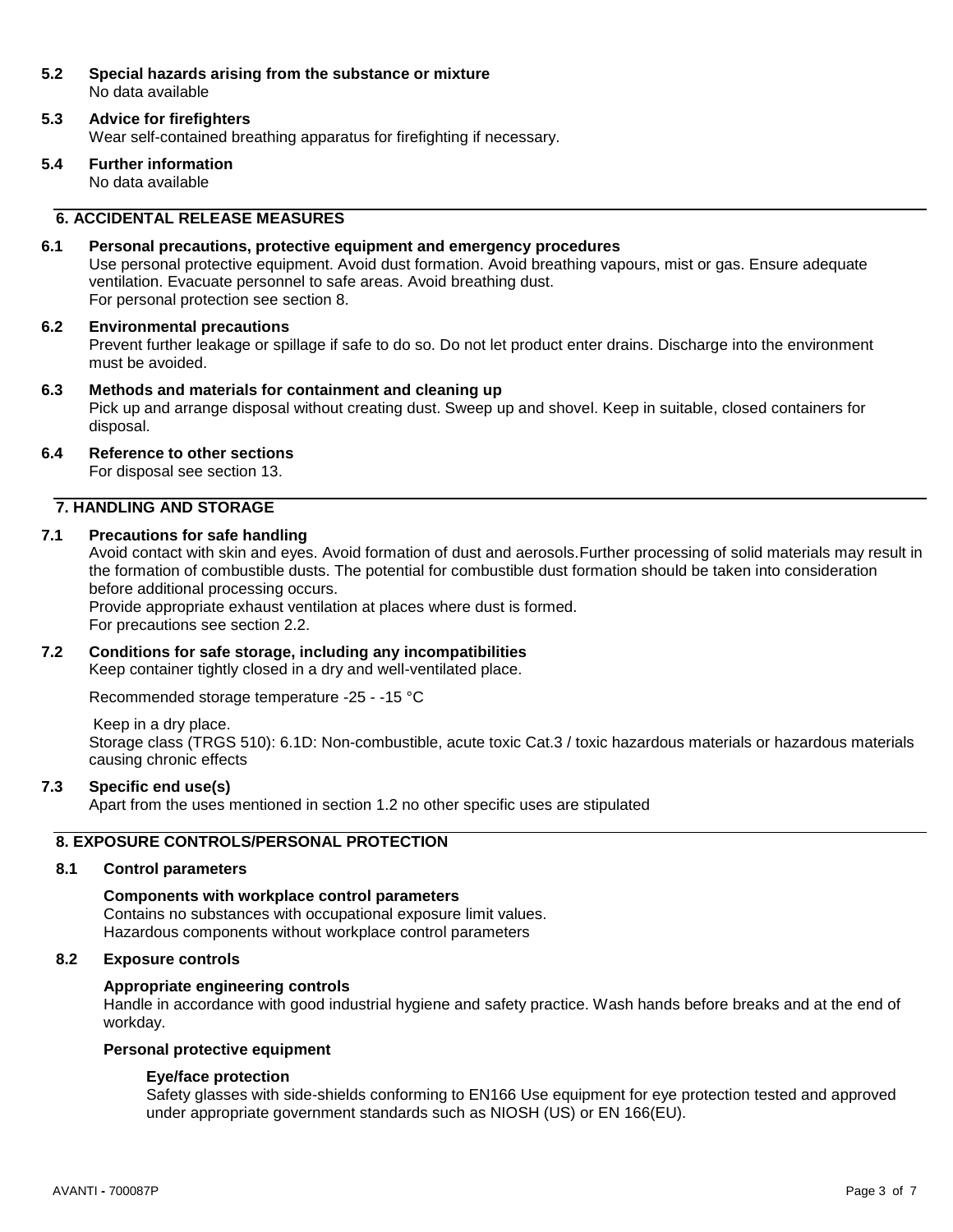**5.2 Special hazards arising from the substance or mixture**
No data available

**5.3 Advice for firefighters**
Wear self-contained breathing apparatus for firefighting if necessary.

**5.4 Further information**
No data available

## 6. ACCIDENTAL RELEASE MEASURES

**6.1 Personal precautions, protective equipment and emergency procedures**
Use personal protective equipment. Avoid dust formation. Avoid breathing vapours, mist or gas. Ensure adequate ventilation. Evacuate personnel to safe areas. Avoid breathing dust.
For personal protection see section 8.

**6.2 Environmental precautions**
Prevent further leakage or spillage if safe to do so. Do not let product enter drains. Discharge into the environment must be avoided.

**6.3 Methods and materials for containment and cleaning up**
Pick up and arrange disposal without creating dust. Sweep up and shovel. Keep in suitable, closed containers for disposal.

**6.4 Reference to other sections**
For disposal see section 13.

## 7. HANDLING AND STORAGE

**7.1 Precautions for safe handling**
Avoid contact with skin and eyes. Avoid formation of dust and aerosols.Further processing of solid materials may result in the formation of combustible dusts. The potential for combustible dust formation should be taken into consideration before additional processing occurs.
Provide appropriate exhaust ventilation at places where dust is formed.
For precautions see section 2.2.

**7.2 Conditions for safe storage, including any incompatibilities**
Keep container tightly closed in a dry and well-ventilated place.

Recommended storage temperature -25 - -15 °C

Keep in a dry place.
Storage class (TRGS 510): 6.1D: Non-combustible, acute toxic Cat.3 / toxic hazardous materials or hazardous materials causing chronic effects

**7.3 Specific end use(s)**
Apart from the uses mentioned in section 1.2 no other specific uses are stipulated

## 8. EXPOSURE CONTROLS/PERSONAL PROTECTION

**8.1 Control parameters**

**Components with workplace control parameters**
Contains no substances with occupational exposure limit values.
Hazardous components without workplace control parameters

**8.2 Exposure controls**

**Appropriate engineering controls**
Handle in accordance with good industrial hygiene and safety practice. Wash hands before breaks and at the end of workday.

**Personal protective equipment**

**Eye/face protection**
Safety glasses with side-shields conforming to EN166 Use equipment for eye protection tested and approved under appropriate government standards such as NIOSH (US) or EN 166(EU).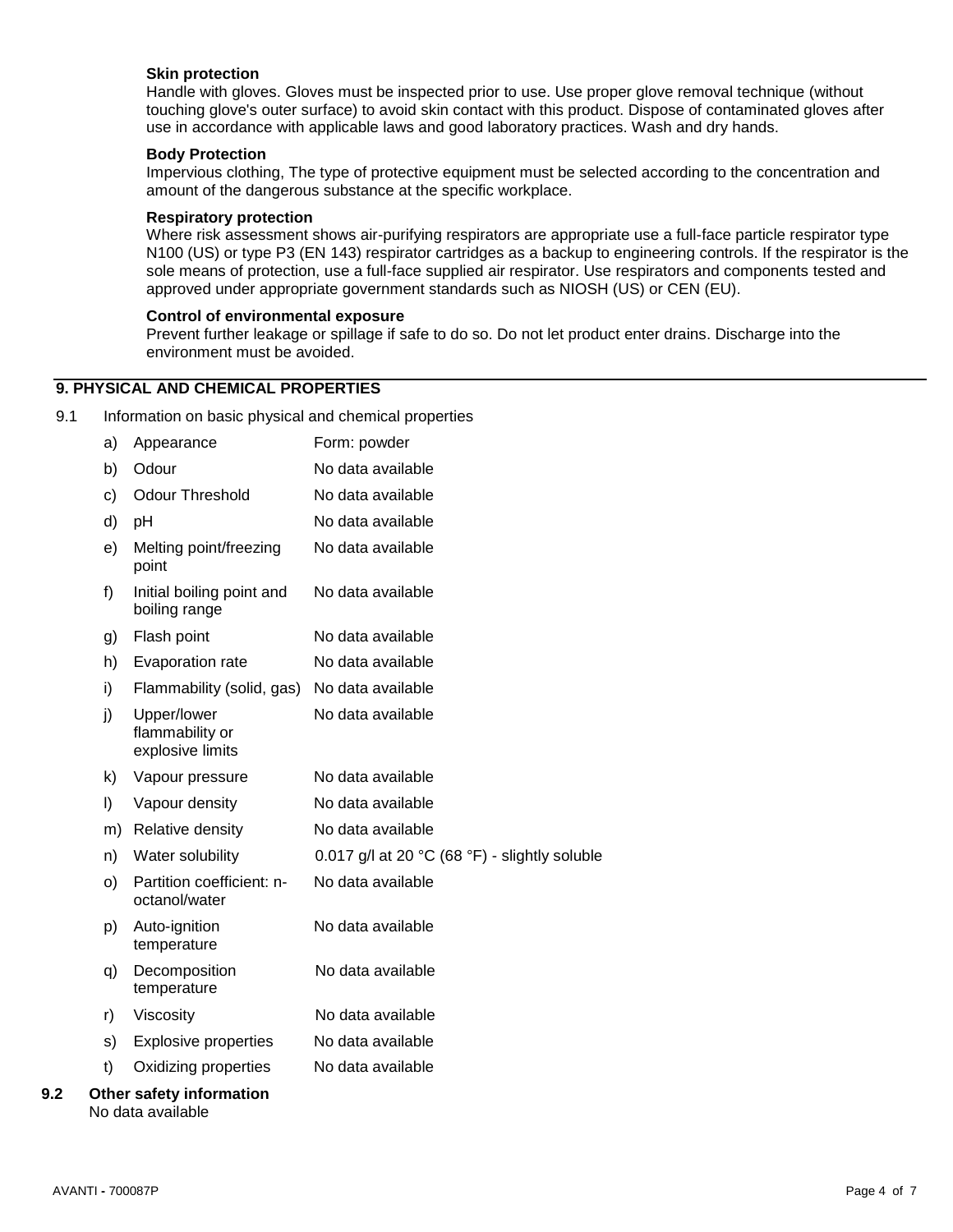**Skin protection**
Handle with gloves. Gloves must be inspected prior to use. Use proper glove removal technique (without touching glove's outer surface) to avoid skin contact with this product. Dispose of contaminated gloves after use in accordance with applicable laws and good laboratory practices. Wash and dry hands.

**Body Protection**
Impervious clothing, The type of protective equipment must be selected according to the concentration and amount of the dangerous substance at the specific workplace.

**Respiratory protection**
Where risk assessment shows air-purifying respirators are appropriate use a full-face particle respirator type N100 (US) or type P3 (EN 143) respirator cartridges as a backup to engineering controls. If the respirator is the sole means of protection, use a full-face supplied air respirator. Use respirators and components tested and approved under appropriate government standards such as NIOSH (US) or CEN (EU).

**Control of environmental exposure**
Prevent further leakage or spillage if safe to do so. Do not let product enter drains. Discharge into the environment must be avoided.

## 9. PHYSICAL AND CHEMICAL PROPERTIES

9.1 Information on basic physical and chemical properties

| | | |
|---|---|---|
| a) | Appearance | Form: powder |
| b) | Odour | No data available |
| c) | Odour Threshold | No data available |
| d) | pH | No data available |
| e) | Melting point/freezing point | No data available |
| f) | Initial boiling point and boiling range | No data available |
| g) | Flash point | No data available |
| h) | Evaporation rate | No data available |
| i) | Flammability (solid, gas) | No data available |
| j) | Upper/lower flammability or explosive limits | No data available |
| k) | Vapour pressure | No data available |
| l) | Vapour density | No data available |
| m) | Relative density | No data available |
| n) | Water solubility | 0.017 g/l at 20 °C (68 °F) - slightly soluble |
| o) | Partition coefficient: n-octanol/water | No data available |
| p) | Auto-ignition temperature | No data available |
| q) | Decomposition temperature | No data available |
| r) | Viscosity | No data available |
| s) | Explosive properties | No data available |
| t) | Oxidizing properties | No data available |

**9.2 Other safety information**
No data available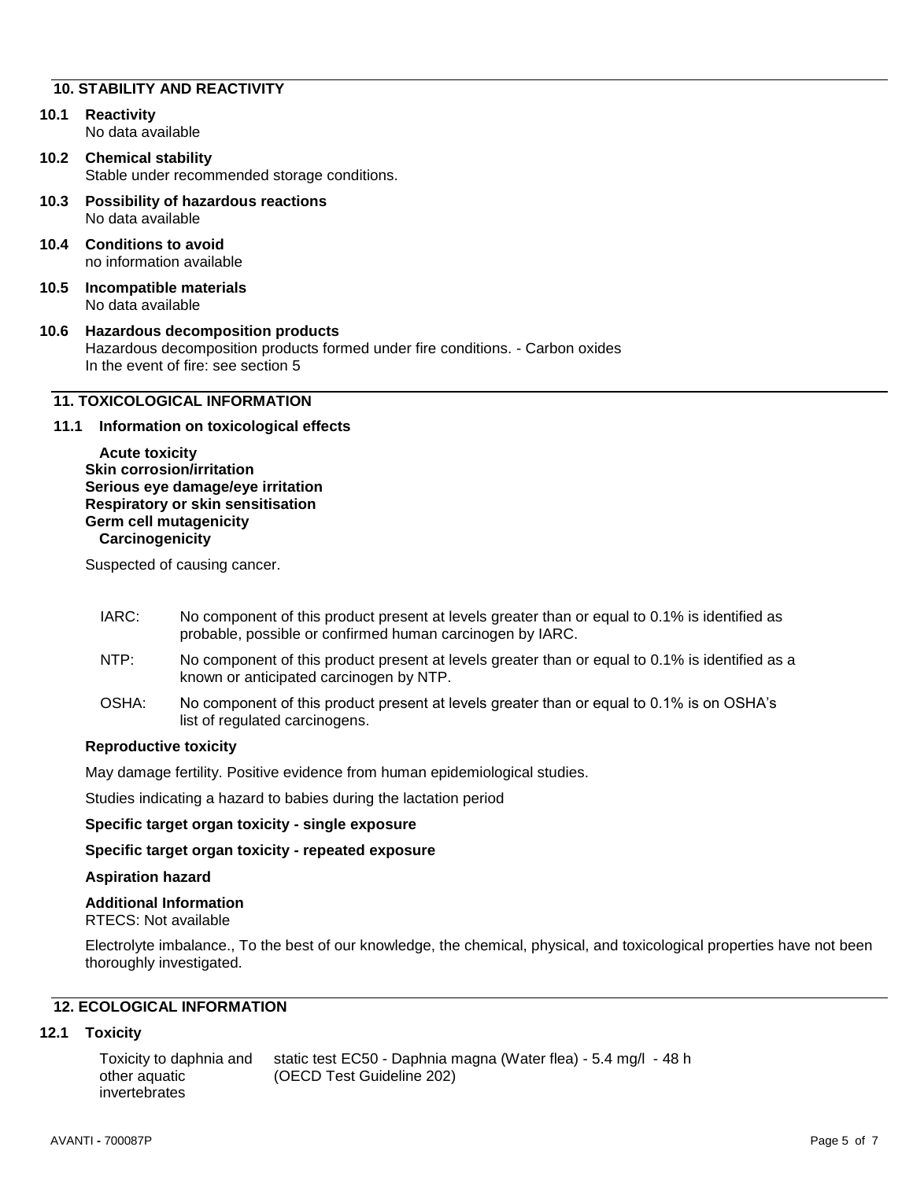## 10. STABILITY AND REACTIVITY

**10.1 Reactivity**
No data available

**10.2 Chemical stability**
Stable under recommended storage conditions.

**10.3 Possibility of hazardous reactions**
No data available

**10.4 Conditions to avoid**
no information available

**10.5 Incompatible materials**
No data available

**10.6 Hazardous decomposition products**
Hazardous decomposition products formed under fire conditions. - Carbon oxides
In the event of fire: see section 5

## 11. TOXICOLOGICAL INFORMATION

### 11.1 Information on toxicological effects

**Acute toxicity**

**Skin corrosion/irritation**

**Serious eye damage/eye irritation**

**Respiratory or skin sensitisation**

**Germ cell mutagenicity**

**Carcinogenicity**

Suspected of causing cancer.

IARC: No component of this product present at levels greater than or equal to 0.1% is identified as probable, possible or confirmed human carcinogen by IARC.

NTP: No component of this product present at levels greater than or equal to 0.1% is identified as a known or anticipated carcinogen by NTP.

OSHA: No component of this product present at levels greater than or equal to 0.1% is on OSHA's list of regulated carcinogens.

**Reproductive toxicity**

May damage fertility. Positive evidence from human epidemiological studies.

Studies indicating a hazard to babies during the lactation period

**Specific target organ toxicity - single exposure**

**Specific target organ toxicity - repeated exposure**

**Aspiration hazard**

**Additional Information**
RTECS: Not available

Electrolyte imbalance., To the best of our knowledge, the chemical, physical, and toxicological properties have not been thoroughly investigated.

## 12. ECOLOGICAL INFORMATION

**12.1 Toxicity**

| | |
|---|---|
| Toxicity to daphnia and other aquatic invertebrates | static test EC50 - Daphnia magna (Water flea) - 5.4 mg/l - 48 h (OECD Test Guideline 202) |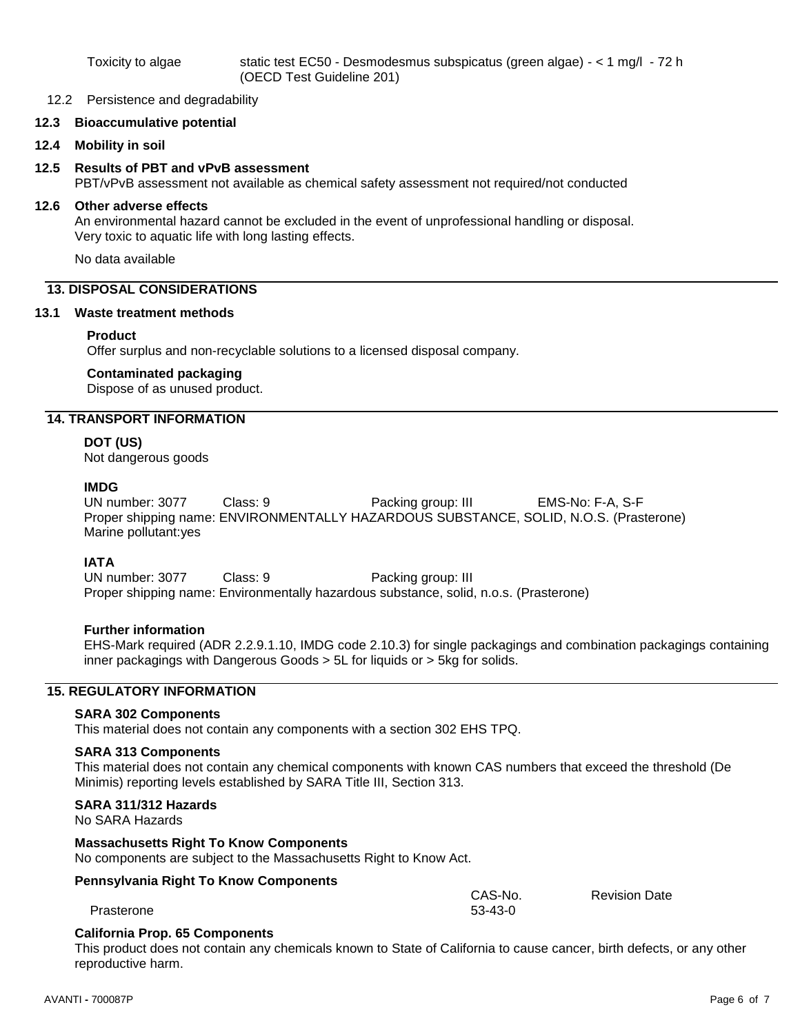| | |
|---|---|
| Toxicity to algae | static test EC50 - Desmodesmus subspicatus (green algae) - < 1 mg/l - 72 h (OECD Test Guideline 201) |

12.2 Persistence and degradability

**12.3 Bioaccumulative potential**

**12.4 Mobility in soil**

**12.5 Results of PBT and vPvB assessment**

PBT/vPvB assessment not available as chemical safety assessment not required/not conducted

**12.6 Other adverse effects**

An environmental hazard cannot be excluded in the event of unprofessional handling or disposal.
Very toxic to aquatic life with long lasting effects.

No data available

## 13. DISPOSAL CONSIDERATIONS

**13.1 Waste treatment methods**

**Product**

Offer surplus and non-recyclable solutions to a licensed disposal company.

**Contaminated packaging**

Dispose of as unused product.

## 14. TRANSPORT INFORMATION

**DOT (US)**

Not dangerous goods

**IMDG**

UN number: 3077 Class: 9 Packing group: III EMS-No: F-A, S-F
Proper shipping name: ENVIRONMENTALLY HAZARDOUS SUBSTANCE, SOLID, N.O.S. (Prasterone)
Marine pollutant:yes

**IATA**

UN number: 3077 Class: 9 Packing group: III
Proper shipping name: Environmentally hazardous substance, solid, n.o.s. (Prasterone)

**Further information**

EHS-Mark required (ADR 2.2.9.1.10, IMDG code 2.10.3) for single packagings and combination packagings containing inner packagings with Dangerous Goods > 5L for liquids or > 5kg for solids.

## 15. REGULATORY INFORMATION

**SARA 302 Components**

This material does not contain any components with a section 302 EHS TPQ.

**SARA 313 Components**

This material does not contain any chemical components with known CAS numbers that exceed the threshold (De Minimis) reporting levels established by SARA Title III, Section 313.

**SARA 311/312 Hazards**

No SARA Hazards

**Massachusetts Right To Know Components**

No components are subject to the Massachusetts Right to Know Act.

**Pennsylvania Right To Know Components**

| | CAS-No. | Revision Date |
|---|---|---|
| Prasterone | 53-43-0 | |

**California Prop. 65 Components**

This product does not contain any chemicals known to State of California to cause cancer, birth defects, or any other reproductive harm.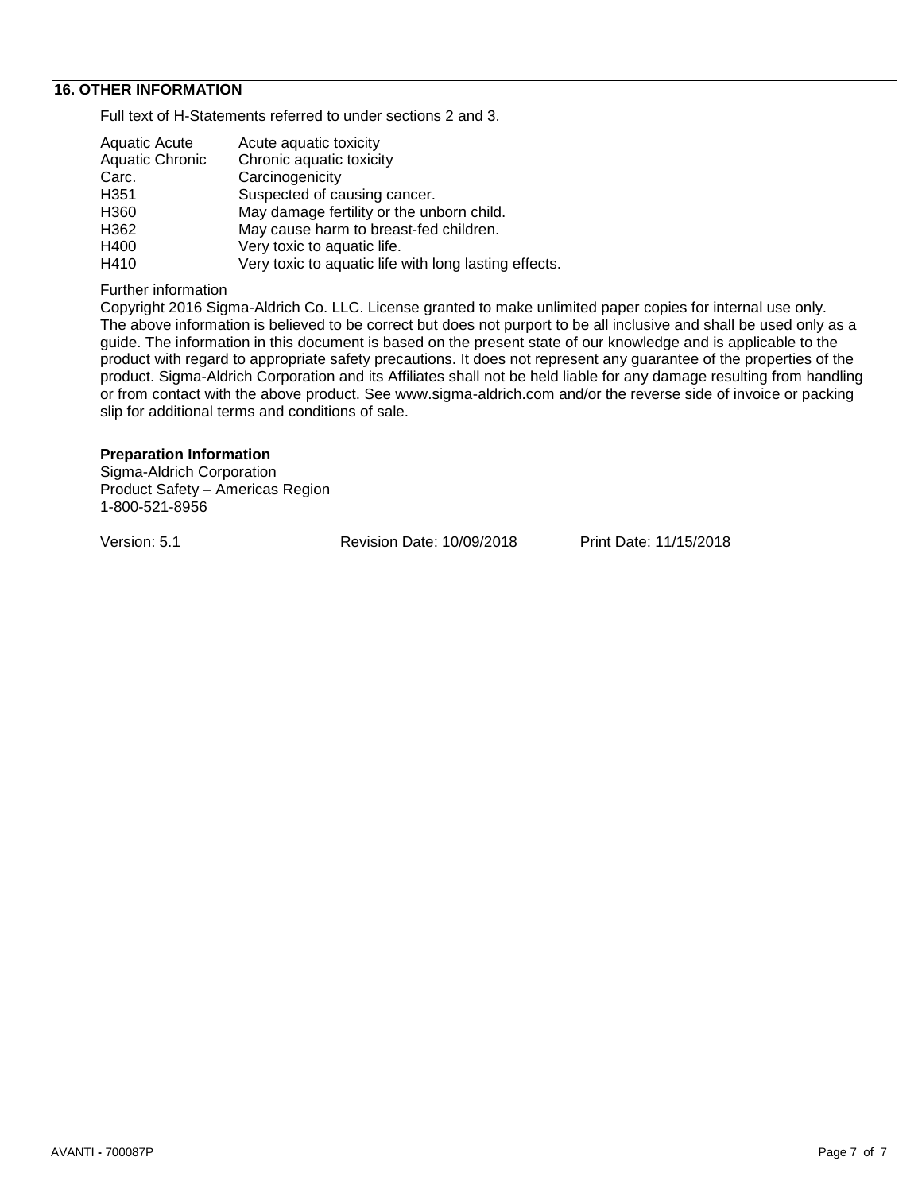## 16. OTHER INFORMATION

Full text of H-Statements referred to under sections 2 and 3.

| | |
|---|---|
| Aquatic Acute | Acute aquatic toxicity |
| Aquatic Chronic | Chronic aquatic toxicity |
| Carc. | Carcinogenicity |
| H351 | Suspected of causing cancer. |
| H360 | May damage fertility or the unborn child. |
| H362 | May cause harm to breast-fed children. |
| H400 | Very toxic to aquatic life. |
| H410 | Very toxic to aquatic life with long lasting effects. |

Further information

Copyright 2016 Sigma-Aldrich Co. LLC. License granted to make unlimited paper copies for internal use only.
The above information is believed to be correct but does not purport to be all inclusive and shall be used only as a guide. The information in this document is based on the present state of our knowledge and is applicable to the product with regard to appropriate safety precautions. It does not represent any guarantee of the properties of the product. Sigma-Aldrich Corporation and its Affiliates shall not be held liable for any damage resulting from handling or from contact with the above product. See www.sigma-aldrich.com and/or the reverse side of invoice or packing slip for additional terms and conditions of sale.

**Preparation Information**

Sigma-Aldrich Corporation
Product Safety – Americas Region
1-800-521-8956

Version: 5.1 Revision Date: 10/09/2018 Print Date: 11/15/2018